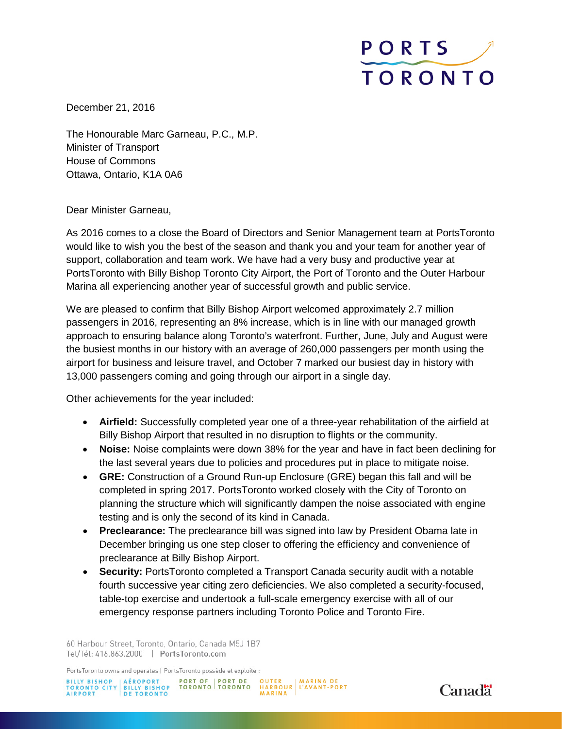PORTS TORONTO

December 21, 2016

The Honourable Marc Garneau, P.C., M.P.
Minister of Transport
House of Commons
Ottawa, Ontario, K1A 0A6

Dear Minister Garneau,

As 2016 comes to a close the Board of Directors and Senior Management team at PortsToronto would like to wish you the best of the season and thank you and your team for another year of support, collaboration and team work. We have had a very busy and productive year at PortsToronto with Billy Bishop Toronto City Airport, the Port of Toronto and the Outer Harbour Marina all experiencing another year of successful growth and public service.

We are pleased to confirm that Billy Bishop Airport welcomed approximately 2.7 million passengers in 2016, representing an 8% increase, which is in line with our managed growth approach to ensuring balance along Toronto's waterfront. Further, June, July and August were the busiest months in our history with an average of 260,000 passengers per month using the airport for business and leisure travel, and October 7 marked our busiest day in history with 13,000 passengers coming and going through our airport in a single day.

Other achievements for the year included:

- **Airfield:** Successfully completed year one of a three-year rehabilitation of the airfield at Billy Bishop Airport that resulted in no disruption to flights or the community.
- **Noise:** Noise complaints were down 38% for the year and have in fact been declining for the last several years due to policies and procedures put in place to mitigate noise.
- **GRE:** Construction of a Ground Run-up Enclosure (GRE) began this fall and will be completed in spring 2017. PortsToronto worked closely with the City of Toronto on planning the structure which will significantly dampen the noise associated with engine testing and is only the second of its kind in Canada.
- **Preclearance:** The preclearance bill was signed into law by President Obama late in December bringing us one step closer to offering the efficiency and convenience of preclearance at Billy Bishop Airport.
- **Security:** PortsToronto completed a Transport Canada security audit with a notable fourth successive year citing zero deficiencies. We also completed a security-focused, table-top exercise and undertook a full-scale emergency exercise with all of our emergency response partners including Toronto Police and Toronto Fire.

60 Harbour Street, Toronto, Ontario, Canada M5J 1B7
Tel/Tél: 416.863.2000 | PortsToronto.com

PortsToronto owns and operates | PortsToronto possède et exploite :
BILLY BISHOP TORONTO CITY AIRPORT | AÉROPORT BILLY BISHOP DE TORONTO
PORT OF TORONTO | PORT DE TORONTO
OUTER HARBOUR MARINA | MARINA DE L'AVANT-PORT

Canada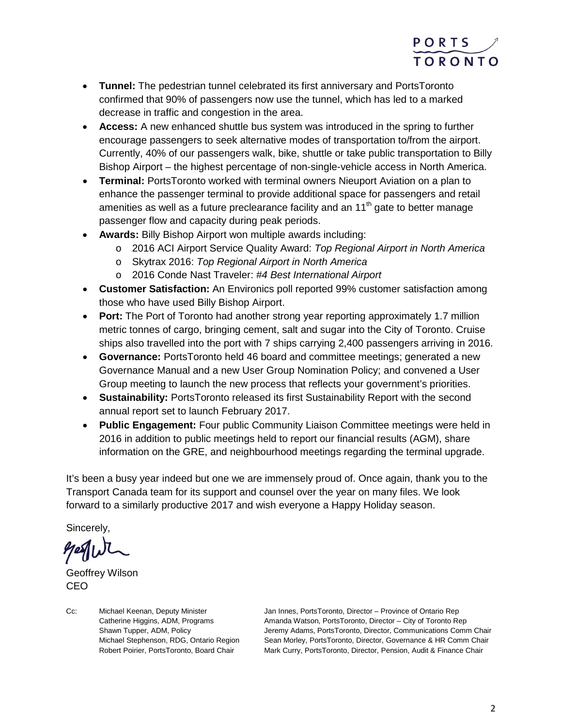- **Tunnel:** The pedestrian tunnel celebrated its first anniversary and PortsToronto confirmed that 90% of passengers now use the tunnel, which has led to a marked decrease in traffic and congestion in the area.
- **Access:** A new enhanced shuttle bus system was introduced in the spring to further encourage passengers to seek alternative modes of transportation to/from the airport. Currently, 40% of our passengers walk, bike, shuttle or take public transportation to Billy Bishop Airport – the highest percentage of non-single-vehicle access in North America.
- **Terminal:** PortsToronto worked with terminal owners Nieuport Aviation on a plan to enhance the passenger terminal to provide additional space for passengers and retail amenities as well as a future preclearance facility and an 11th gate to better manage passenger flow and capacity during peak periods.
- **Awards:** Billy Bishop Airport won multiple awards including:
    - 2016 ACI Airport Service Quality Award: *Top Regional Airport in North America*
    - Skytrax 2016: *Top Regional Airport in North America*
    - 2016 Conde Nast Traveler: *#4 Best International Airport*
- **Customer Satisfaction:** An Environics poll reported 99% customer satisfaction among those who have used Billy Bishop Airport.
- **Port:** The Port of Toronto had another strong year reporting approximately 1.7 million metric tonnes of cargo, bringing cement, salt and sugar into the City of Toronto. Cruise ships also travelled into the port with 7 ships carrying 2,400 passengers arriving in 2016.
- **Governance:** PortsToronto held 46 board and committee meetings; generated a new Governance Manual and a new User Group Nomination Policy; and convened a User Group meeting to launch the new process that reflects your government's priorities.
- **Sustainability:** PortsToronto released its first Sustainability Report with the second annual report set to launch February 2017.
- **Public Engagement:** Four public Community Liaison Committee meetings were held in 2016 in addition to public meetings held to report our financial results (AGM), share information on the GRE, and neighbourhood meetings regarding the terminal upgrade.

It's been a busy year indeed but one we are immensely proud of. Once again, thank you to the Transport Canada team for its support and counsel over the year on many files. We look forward to a similarly productive 2017 and wish everyone a Happy Holiday season.

Sincerely,

Geoffrey Wilson
CEO

Cc: Michael Keenan, Deputy Minister
Catherine Higgins, ADM, Programs
Shawn Tupper, ADM, Policy
Michael Stephenson, RDG, Ontario Region
Robert Poirier, PortsToronto, Board Chair
Jan Innes, PortsToronto, Director – Province of Ontario Rep
Amanda Watson, PortsToronto, Director – City of Toronto Rep
Jeremy Adams, PortsToronto, Director, Communications Comm Chair
Sean Morley, PortsToronto, Director, Governance & HR Comm Chair
Mark Curry, PortsToronto, Director, Pension, Audit & Finance Chair